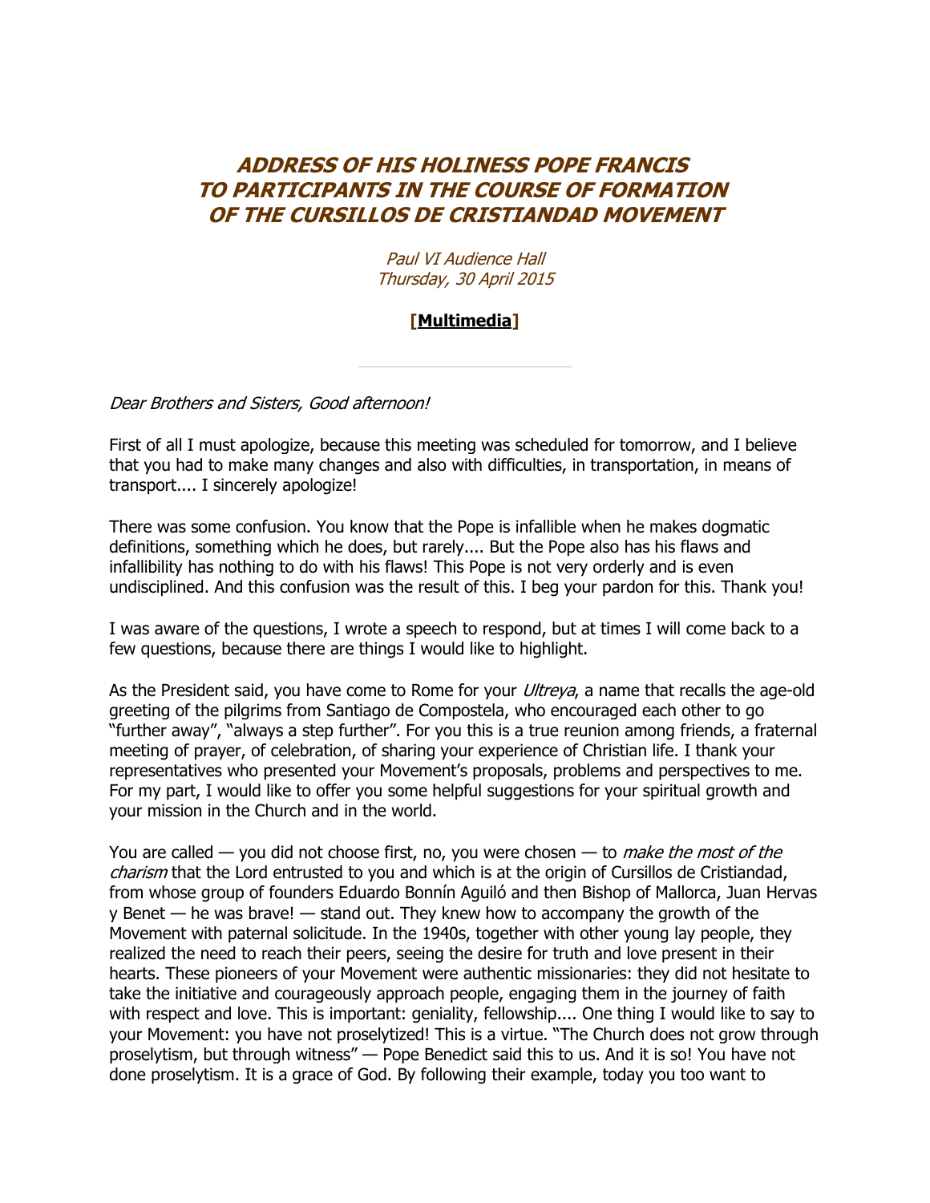# ADDRESS OF HIS HOLINESS POPE FRANCIS TO PARTICIPANTS IN THE COURSE OF FORMATION OF THE CURSILLOS DE CRISTIANDAD MOVEMENT

*Paul VI Audience Hall*
*Thursday, 30 April 2015*

**[Multimedia]**

---

*Dear Brothers and Sisters, Good afternoon!*

First of all I must apologize, because this meeting was scheduled for tomorrow, and I believe that you had to make many changes and also with difficulties, in transportation, in means of transport.... I sincerely apologize!

There was some confusion. You know that the Pope is infallible when he makes dogmatic definitions, something which he does, but rarely.... But the Pope also has his flaws and infallibility has nothing to do with his flaws! This Pope is not very orderly and is even undisciplined. And this confusion was the result of this. I beg your pardon for this. Thank you!

I was aware of the questions, I wrote a speech to respond, but at times I will come back to a few questions, because there are things I would like to highlight.

As the President said, you have come to Rome for your *Ultreya*, a name that recalls the age-old greeting of the pilgrims from Santiago de Compostela, who encouraged each other to go "further away", "always a step further". For you this is a true reunion among friends, a fraternal meeting of prayer, of celebration, of sharing your experience of Christian life. I thank your representatives who presented your Movement's proposals, problems and perspectives to me. For my part, I would like to offer you some helpful suggestions for your spiritual growth and your mission in the Church and in the world.

You are called — you did not choose first, no, you were chosen — to *make the most of the charism* that the Lord entrusted to you and which is at the origin of Cursillos de Cristiandad, from whose group of founders Eduardo Bonnín Aguiló and then Bishop of Mallorca, Juan Hervas y Benet — he was brave! — stand out. They knew how to accompany the growth of the Movement with paternal solicitude. In the 1940s, together with other young lay people, they realized the need to reach their peers, seeing the desire for truth and love present in their hearts. These pioneers of your Movement were authentic missionaries: they did not hesitate to take the initiative and courageously approach people, engaging them in the journey of faith with respect and love. This is important: geniality, fellowship.... One thing I would like to say to your Movement: you have not proselytized! This is a virtue. "The Church does not grow through proselytism, but through witness" — Pope Benedict said this to us. And it is so! You have not done proselytism. It is a grace of God. By following their example, today you too want to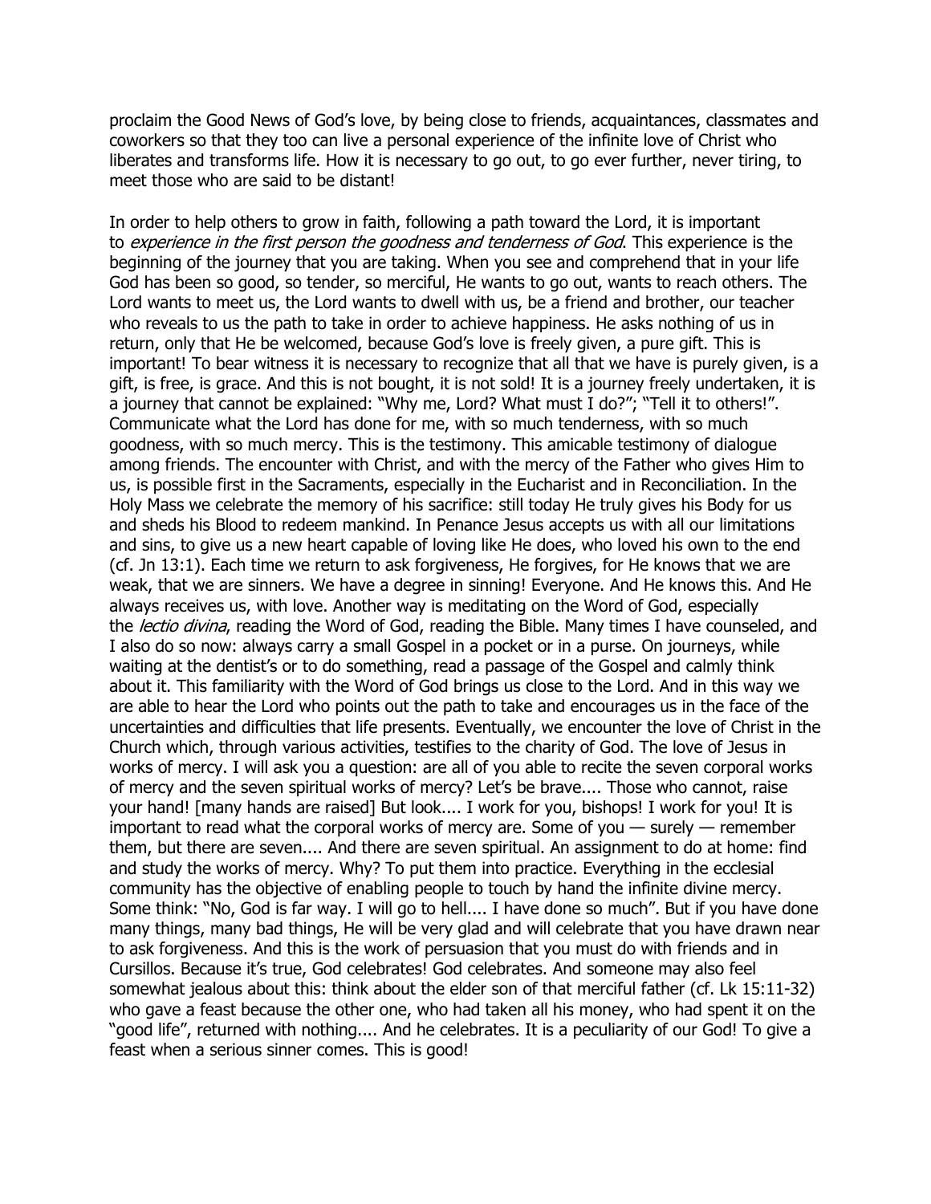proclaim the Good News of God's love, by being close to friends, acquaintances, classmates and coworkers so that they too can live a personal experience of the infinite love of Christ who liberates and transforms life. How it is necessary to go out, to go ever further, never tiring, to meet those who are said to be distant!

In order to help others to grow in faith, following a path toward the Lord, it is important to *experience in the first person the goodness and tenderness of God*. This experience is the beginning of the journey that you are taking. When you see and comprehend that in your life God has been so good, so tender, so merciful, He wants to go out, wants to reach others. The Lord wants to meet us, the Lord wants to dwell with us, be a friend and brother, our teacher who reveals to us the path to take in order to achieve happiness. He asks nothing of us in return, only that He be welcomed, because God's love is freely given, a pure gift. This is important! To bear witness it is necessary to recognize that all that we have is purely given, is a gift, is free, is grace. And this is not bought, it is not sold! It is a journey freely undertaken, it is a journey that cannot be explained: "Why me, Lord? What must I do?"; "Tell it to others!". Communicate what the Lord has done for me, with so much tenderness, with so much goodness, with so much mercy. This is the testimony. This amicable testimony of dialogue among friends. The encounter with Christ, and with the mercy of the Father who gives Him to us, is possible first in the Sacraments, especially in the Eucharist and in Reconciliation. In the Holy Mass we celebrate the memory of his sacrifice: still today He truly gives his Body for us and sheds his Blood to redeem mankind. In Penance Jesus accepts us with all our limitations and sins, to give us a new heart capable of loving like He does, who loved his own to the end (cf. Jn 13:1). Each time we return to ask forgiveness, He forgives, for He knows that we are weak, that we are sinners. We have a degree in sinning! Everyone. And He knows this. And He always receives us, with love. Another way is meditating on the Word of God, especially the *lectio divina*, reading the Word of God, reading the Bible. Many times I have counseled, and I also do so now: always carry a small Gospel in a pocket or in a purse. On journeys, while waiting at the dentist's or to do something, read a passage of the Gospel and calmly think about it. This familiarity with the Word of God brings us close to the Lord. And in this way we are able to hear the Lord who points out the path to take and encourages us in the face of the uncertainties and difficulties that life presents. Eventually, we encounter the love of Christ in the Church which, through various activities, testifies to the charity of God. The love of Jesus in works of mercy. I will ask you a question: are all of you able to recite the seven corporal works of mercy and the seven spiritual works of mercy? Let's be brave.... Those who cannot, raise your hand! [many hands are raised] But look.... I work for you, bishops! I work for you! It is important to read what the corporal works of mercy are. Some of you — surely — remember them, but there are seven.... And there are seven spiritual. An assignment to do at home: find and study the works of mercy. Why? To put them into practice. Everything in the ecclesial community has the objective of enabling people to touch by hand the infinite divine mercy. Some think: "No, God is far way. I will go to hell.... I have done so much". But if you have done many things, many bad things, He will be very glad and will celebrate that you have drawn near to ask forgiveness. And this is the work of persuasion that you must do with friends and in Cursillos. Because it's true, God celebrates! God celebrates. And someone may also feel somewhat jealous about this: think about the elder son of that merciful father (cf. Lk 15:11-32) who gave a feast because the other one, who had taken all his money, who had spent it on the "good life", returned with nothing.... And he celebrates. It is a peculiarity of our God! To give a feast when a serious sinner comes. This is good!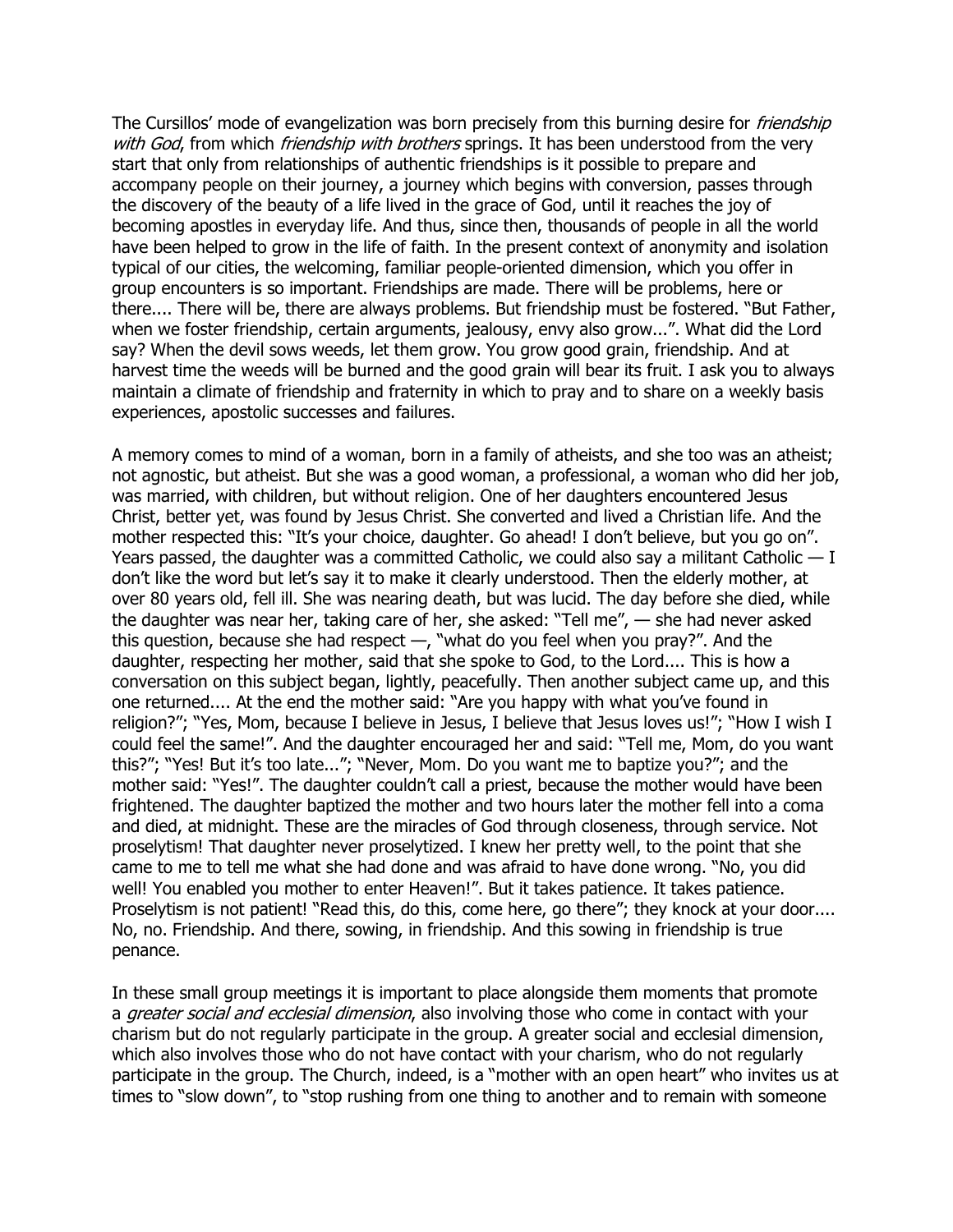The Cursillos' mode of evangelization was born precisely from this burning desire for *friendship with God*, from which *friendship with brothers* springs. It has been understood from the very start that only from relationships of authentic friendships is it possible to prepare and accompany people on their journey, a journey which begins with conversion, passes through the discovery of the beauty of a life lived in the grace of God, until it reaches the joy of becoming apostles in everyday life. And thus, since then, thousands of people in all the world have been helped to grow in the life of faith. In the present context of anonymity and isolation typical of our cities, the welcoming, familiar people-oriented dimension, which you offer in group encounters is so important. Friendships are made. There will be problems, here or there.... There will be, there are always problems. But friendship must be fostered. "But Father, when we foster friendship, certain arguments, jealousy, envy also grow...". What did the Lord say? When the devil sows weeds, let them grow. You grow good grain, friendship. And at harvest time the weeds will be burned and the good grain will bear its fruit. I ask you to always maintain a climate of friendship and fraternity in which to pray and to share on a weekly basis experiences, apostolic successes and failures.

A memory comes to mind of a woman, born in a family of atheists, and she too was an atheist; not agnostic, but atheist. But she was a good woman, a professional, a woman who did her job, was married, with children, but without religion. One of her daughters encountered Jesus Christ, better yet, was found by Jesus Christ. She converted and lived a Christian life. And the mother respected this: "It's your choice, daughter. Go ahead! I don't believe, but you go on". Years passed, the daughter was a committed Catholic, we could also say a militant Catholic — I don't like the word but let's say it to make it clearly understood. Then the elderly mother, at over 80 years old, fell ill. She was nearing death, but was lucid. The day before she died, while the daughter was near her, taking care of her, she asked: "Tell me", — she had never asked this question, because she had respect —, "what do you feel when you pray?". And the daughter, respecting her mother, said that she spoke to God, to the Lord.... This is how a conversation on this subject began, lightly, peacefully. Then another subject came up, and this one returned.... At the end the mother said: "Are you happy with what you've found in religion?"; "Yes, Mom, because I believe in Jesus, I believe that Jesus loves us!"; "How I wish I could feel the same!". And the daughter encouraged her and said: "Tell me, Mom, do you want this?"; "Yes! But it's too late..."; "Never, Mom. Do you want me to baptize you?"; and the mother said: "Yes!". The daughter couldn't call a priest, because the mother would have been frightened. The daughter baptized the mother and two hours later the mother fell into a coma and died, at midnight. These are the miracles of God through closeness, through service. Not proselytism! That daughter never proselytized. I knew her pretty well, to the point that she came to me to tell me what she had done and was afraid to have done wrong. "No, you did well! You enabled you mother to enter Heaven!". But it takes patience. It takes patience. Proselytism is not patient! "Read this, do this, come here, go there"; they knock at your door.... No, no. Friendship. And there, sowing, in friendship. And this sowing in friendship is true penance.

In these small group meetings it is important to place alongside them moments that promote a *greater social and ecclesial dimension*, also involving those who come in contact with your charism but do not regularly participate in the group. A greater social and ecclesial dimension, which also involves those who do not have contact with your charism, who do not regularly participate in the group. The Church, indeed, is a "mother with an open heart" who invites us at times to "slow down", to "stop rushing from one thing to another and to remain with someone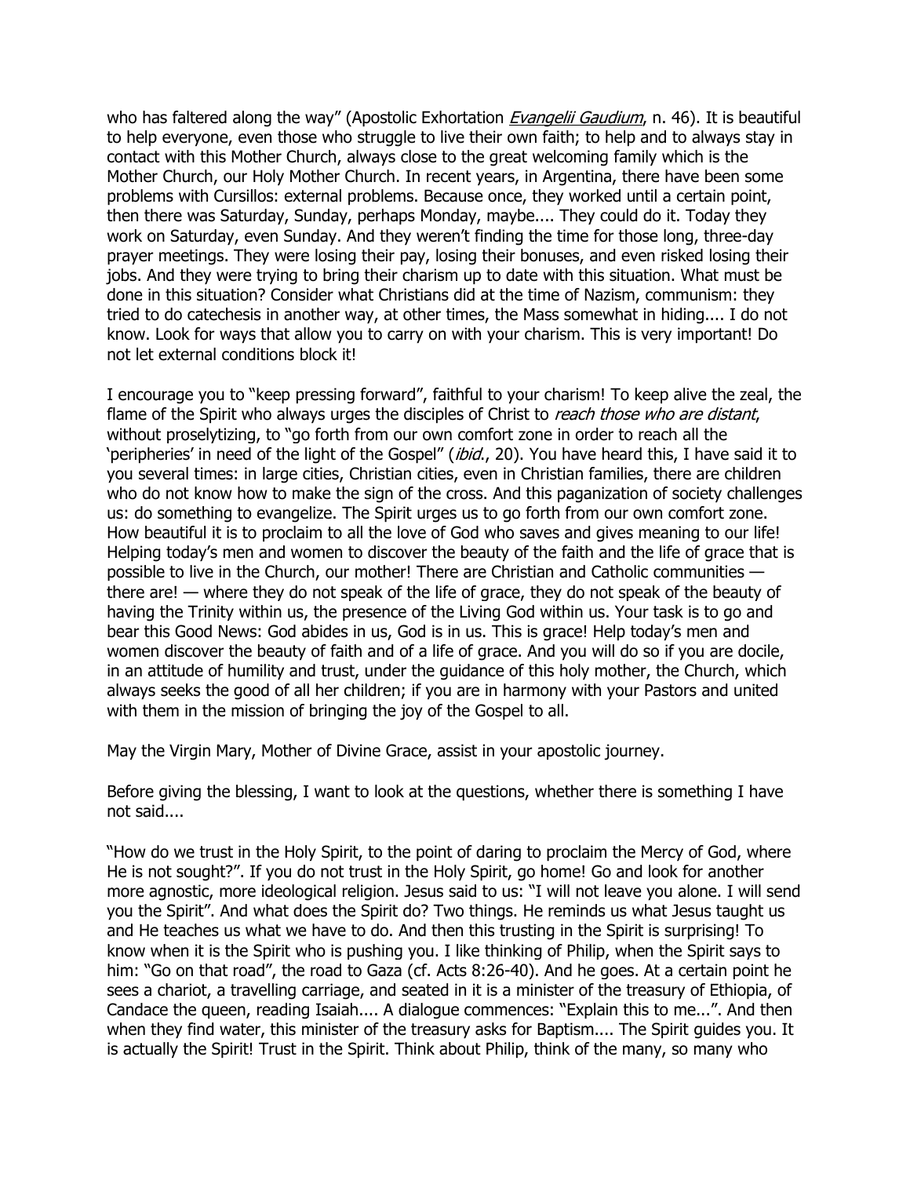who has faltered along the way" (Apostolic Exhortation *Evangelii Gaudium*, n. 46). It is beautiful to help everyone, even those who struggle to live their own faith; to help and to always stay in contact with this Mother Church, always close to the great welcoming family which is the Mother Church, our Holy Mother Church. In recent years, in Argentina, there have been some problems with Cursillos: external problems. Because once, they worked until a certain point, then there was Saturday, Sunday, perhaps Monday, maybe.... They could do it. Today they work on Saturday, even Sunday. And they weren't finding the time for those long, three-day prayer meetings. They were losing their pay, losing their bonuses, and even risked losing their jobs. And they were trying to bring their charism up to date with this situation. What must be done in this situation? Consider what Christians did at the time of Nazism, communism: they tried to do catechesis in another way, at other times, the Mass somewhat in hiding.... I do not know. Look for ways that allow you to carry on with your charism. This is very important! Do not let external conditions block it!

I encourage you to "keep pressing forward", faithful to your charism! To keep alive the zeal, the flame of the Spirit who always urges the disciples of Christ to *reach those who are distant*, without proselytizing, to "go forth from our own comfort zone in order to reach all the 'peripheries' in need of the light of the Gospel" (*ibid.*, 20). You have heard this, I have said it to you several times: in large cities, Christian cities, even in Christian families, there are children who do not know how to make the sign of the cross. And this paganization of society challenges us: do something to evangelize. The Spirit urges us to go forth from our own comfort zone. How beautiful it is to proclaim to all the love of God who saves and gives meaning to our life! Helping today's men and women to discover the beauty of the faith and the life of grace that is possible to live in the Church, our mother! There are Christian and Catholic communities — there are! — where they do not speak of the life of grace, they do not speak of the beauty of having the Trinity within us, the presence of the Living God within us. Your task is to go and bear this Good News: God abides in us, God is in us. This is grace! Help today's men and women discover the beauty of faith and of a life of grace. And you will do so if you are docile, in an attitude of humility and trust, under the guidance of this holy mother, the Church, which always seeks the good of all her children; if you are in harmony with your Pastors and united with them in the mission of bringing the joy of the Gospel to all.

May the Virgin Mary, Mother of Divine Grace, assist in your apostolic journey.

Before giving the blessing, I want to look at the questions, whether there is something I have not said....

"How do we trust in the Holy Spirit, to the point of daring to proclaim the Mercy of God, where He is not sought?". If you do not trust in the Holy Spirit, go home! Go and look for another more agnostic, more ideological religion. Jesus said to us: "I will not leave you alone. I will send you the Spirit". And what does the Spirit do? Two things. He reminds us what Jesus taught us and He teaches us what we have to do. And then this trusting in the Spirit is surprising! To know when it is the Spirit who is pushing you. I like thinking of Philip, when the Spirit says to him: "Go on that road", the road to Gaza (cf. Acts 8:26-40). And he goes. At a certain point he sees a chariot, a travelling carriage, and seated in it is a minister of the treasury of Ethiopia, of Candace the queen, reading Isaiah.... A dialogue commences: "Explain this to me...". And then when they find water, this minister of the treasury asks for Baptism.... The Spirit guides you. It is actually the Spirit! Trust in the Spirit. Think about Philip, think of the many, so many who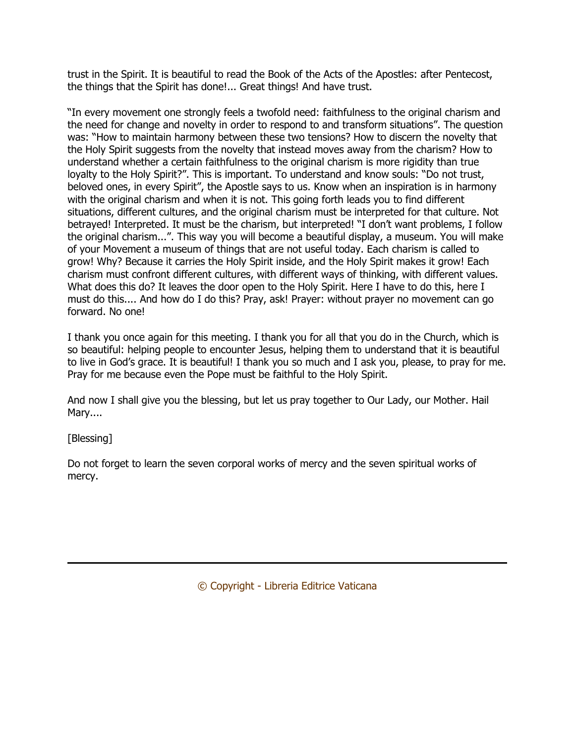trust in the Spirit. It is beautiful to read the Book of the Acts of the Apostles: after Pentecost, the things that the Spirit has done!... Great things! And have trust.

"In every movement one strongly feels a twofold need: faithfulness to the original charism and the need for change and novelty in order to respond to and transform situations". The question was: "How to maintain harmony between these two tensions? How to discern the novelty that the Holy Spirit suggests from the novelty that instead moves away from the charism? How to understand whether a certain faithfulness to the original charism is more rigidity than true loyalty to the Holy Spirit?". This is important. To understand and know souls: "Do not trust, beloved ones, in every Spirit", the Apostle says to us. Know when an inspiration is in harmony with the original charism and when it is not. This going forth leads you to find different situations, different cultures, and the original charism must be interpreted for that culture. Not betrayed! Interpreted. It must be the charism, but interpreted! "I don't want problems, I follow the original charism...". This way you will become a beautiful display, a museum. You will make of your Movement a museum of things that are not useful today. Each charism is called to grow! Why? Because it carries the Holy Spirit inside, and the Holy Spirit makes it grow! Each charism must confront different cultures, with different ways of thinking, with different values. What does this do? It leaves the door open to the Holy Spirit. Here I have to do this, here I must do this.... And how do I do this? Pray, ask! Prayer: without prayer no movement can go forward. No one!

I thank you once again for this meeting. I thank you for all that you do in the Church, which is so beautiful: helping people to encounter Jesus, helping them to understand that it is beautiful to live in God's grace. It is beautiful! I thank you so much and I ask you, please, to pray for me. Pray for me because even the Pope must be faithful to the Holy Spirit.

And now I shall give you the blessing, but let us pray together to Our Lady, our Mother. Hail Mary....

[Blessing]

Do not forget to learn the seven corporal works of mercy and the seven spiritual works of mercy.

---

© Copyright - Libreria Editrice Vaticana